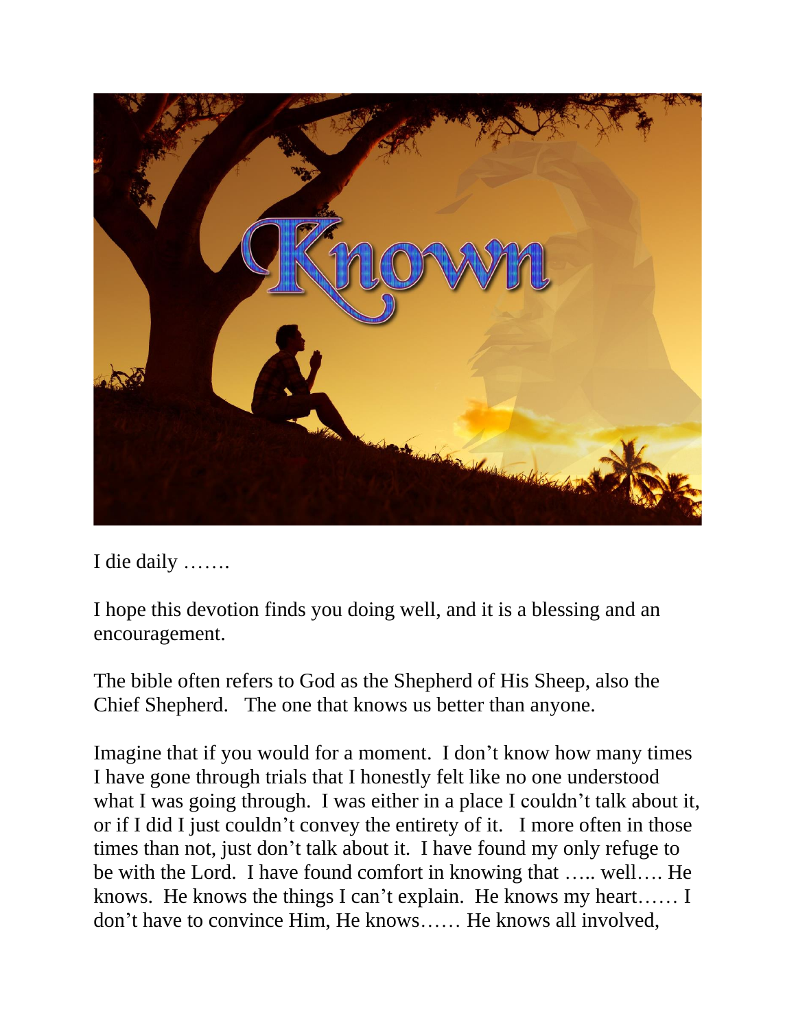I die daily …….

I hope this devotion finds you doing well, and it is a blessing and an encouragement.

The bible often refers to God as the Shepherd of His Sheep, also the Chief Shepherd. The one that knows us better than anyone.

Imagine that if you would for a moment. I don't know how many times I have gone through trials that I honestly felt like no one understood what I was going through. I was either in a place I couldn't talk about it, or if I did I just couldn't convey the entirety of it. I more often in those times than not, just don't talk about it. I have found my only refuge to be with the Lord. I have found comfort in knowing that ….. well…. He knows. He knows the things I can't explain. He knows my heart…… I don't have to convince Him, He knows…… He knows all involved,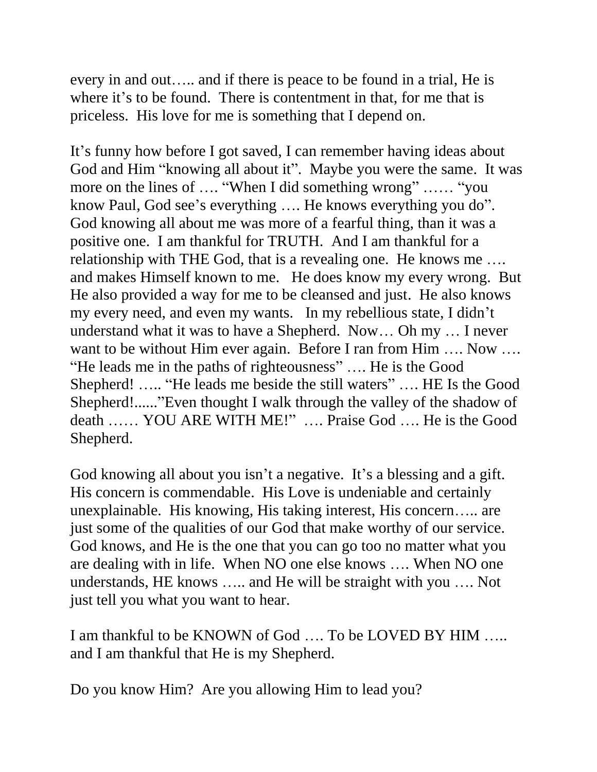every in and out….. and if there is peace to be found in a trial, He is where it's to be found. There is contentment in that, for me that is priceless. His love for me is something that I depend on.

It's funny how before I got saved, I can remember having ideas about God and Him "knowing all about it". Maybe you were the same. It was more on the lines of …. "When I did something wrong" …… "you know Paul, God see's everything …. He knows everything you do". God knowing all about me was more of a fearful thing, than it was a positive one. I am thankful for TRUTH. And I am thankful for a relationship with THE God, that is a revealing one. He knows me …. and makes Himself known to me. He does know my every wrong. But He also provided a way for me to be cleansed and just. He also knows my every need, and even my wants. In my rebellious state, I didn't understand what it was to have a Shepherd. Now… Oh my … I never want to be without Him ever again. Before I ran from Him …. Now …. "He leads me in the paths of righteousness" …. He is the Good Shepherd! ….. "He leads me beside the still waters" …. HE Is the Good Shepherd!......"Even thought I walk through the valley of the shadow of death …… YOU ARE WITH ME!" …. Praise God …. He is the Good Shepherd.

God knowing all about you isn't a negative. It's a blessing and a gift. His concern is commendable. His Love is undeniable and certainly unexplainable. His knowing, His taking interest, His concern….. are just some of the qualities of our God that make worthy of our service. God knows, and He is the one that you can go too no matter what you are dealing with in life. When NO one else knows …. When NO one understands, HE knows ….. and He will be straight with you …. Not just tell you what you want to hear.

I am thankful to be KNOWN of God …. To be LOVED BY HIM ….. and I am thankful that He is my Shepherd.

Do you know Him? Are you allowing Him to lead you?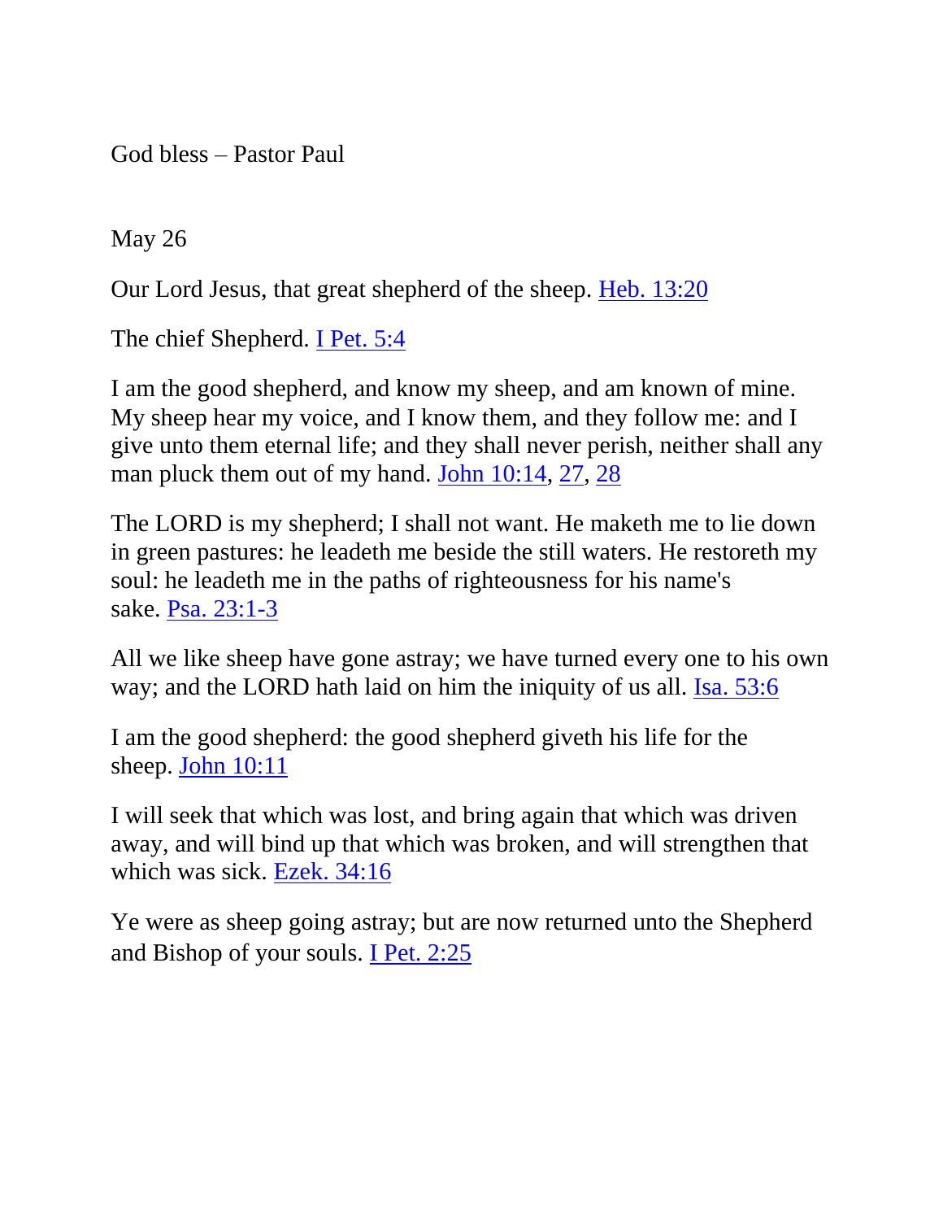God bless – Pastor Paul

May 26

Our Lord Jesus, that great shepherd of the sheep. Heb. 13:20

The chief Shepherd. I Pet. 5:4

I am the good shepherd, and know my sheep, and am known of mine. My sheep hear my voice, and I know them, and they follow me: and I give unto them eternal life; and they shall never perish, neither shall any man pluck them out of my hand. John 10:14, 27, 28

The LORD is my shepherd; I shall not want. He maketh me to lie down in green pastures: he leadeth me beside the still waters. He restoreth my soul: he leadeth me in the paths of righteousness for his name's sake. Psa. 23:1-3

All we like sheep have gone astray; we have turned every one to his own way; and the LORD hath laid on him the iniquity of us all. Isa. 53:6

I am the good shepherd: the good shepherd giveth his life for the sheep. John 10:11

I will seek that which was lost, and bring again that which was driven away, and will bind up that which was broken, and will strengthen that which was sick. Ezek. 34:16

Ye were as sheep going astray; but are now returned unto the Shepherd and Bishop of your souls. I Pet. 2:25